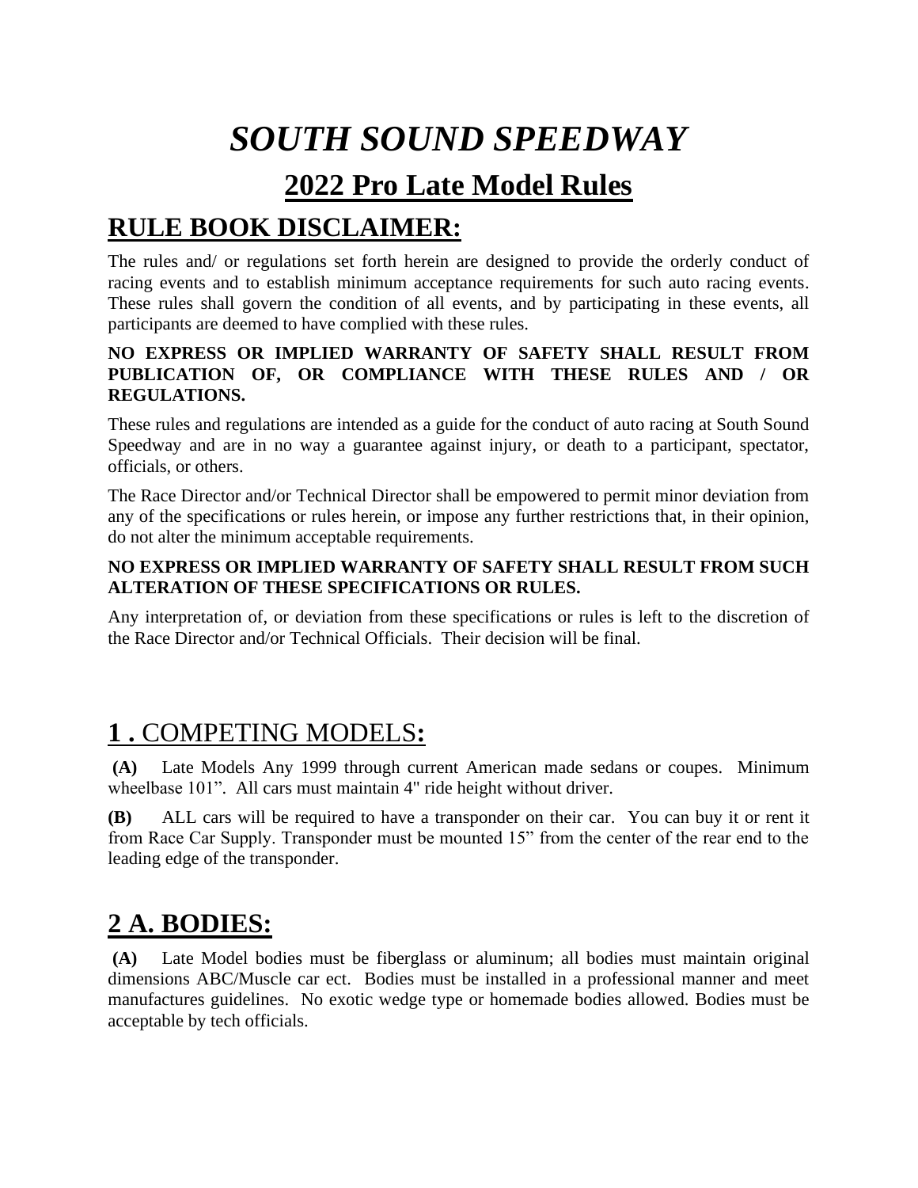# *SOUTH SOUND SPEEDWAY*

## 2022 Pro Late Model Rules

## RULE BOOK DISCLAIMER:

The rules and/ or regulations set forth herein are designed to provide the orderly conduct of racing events and to establish minimum acceptance requirements for such auto racing events. These rules shall govern the condition of all events, and by participating in these events, all participants are deemed to have complied with these rules.

**NO EXPRESS OR IMPLIED WARRANTY OF SAFETY SHALL RESULT FROM PUBLICATION OF, OR COMPLIANCE WITH THESE RULES AND / OR REGULATIONS.**

These rules and regulations are intended as a guide for the conduct of auto racing at South Sound Speedway and are in no way a guarantee against injury, or death to a participant, spectator, officials, or others.

The Race Director and/or Technical Director shall be empowered to permit minor deviation from any of the specifications or rules herein, or impose any further restrictions that, in their opinion, do not alter the minimum acceptable requirements.

**NO EXPRESS OR IMPLIED WARRANTY OF SAFETY SHALL RESULT FROM SUCH ALTERATION OF THESE SPECIFICATIONS OR RULES.**

Any interpretation of, or deviation from these specifications or rules is left to the discretion of the Race Director and/or Technical Officials. Their decision will be final.

## **1 .** COMPETING MODELS**:**

**(A)** Late Models Any 1999 through current American made sedans or coupes. Minimum wheelbase 101". All cars must maintain 4" ride height without driver.

**(B)** ALL cars will be required to have a transponder on their car. You can buy it or rent it from Race Car Supply. Transponder must be mounted 15" from the center of the rear end to the leading edge of the transponder.

## 2 A. BODIES:

**(A)** Late Model bodies must be fiberglass or aluminum; all bodies must maintain original dimensions ABC/Muscle car ect. Bodies must be installed in a professional manner and meet manufactures guidelines. No exotic wedge type or homemade bodies allowed. Bodies must be acceptable by tech officials.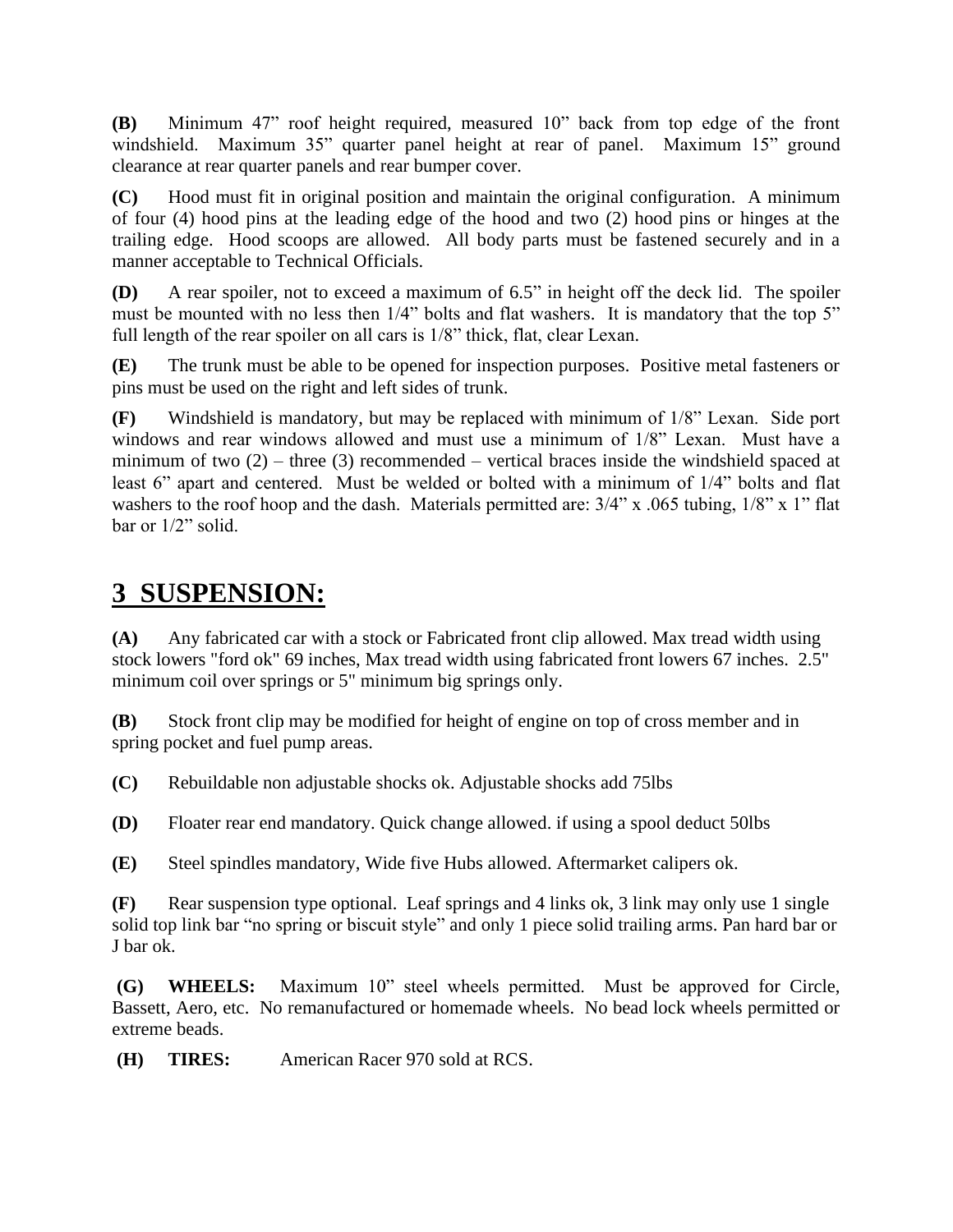**(B)** Minimum 47" roof height required, measured 10" back from top edge of the front windshield. Maximum 35" quarter panel height at rear of panel. Maximum 15" ground clearance at rear quarter panels and rear bumper cover.

**(C)** Hood must fit in original position and maintain the original configuration. A minimum of four (4) hood pins at the leading edge of the hood and two (2) hood pins or hinges at the trailing edge. Hood scoops are allowed. All body parts must be fastened securely and in a manner acceptable to Technical Officials.

**(D)** A rear spoiler, not to exceed a maximum of 6.5" in height off the deck lid. The spoiler must be mounted with no less then 1/4" bolts and flat washers. It is mandatory that the top 5" full length of the rear spoiler on all cars is 1/8" thick, flat, clear Lexan.

**(E)** The trunk must be able to be opened for inspection purposes. Positive metal fasteners or pins must be used on the right and left sides of trunk.

**(F)** Windshield is mandatory, but may be replaced with minimum of 1/8" Lexan. Side port windows and rear windows allowed and must use a minimum of 1/8" Lexan. Must have a minimum of two (2) – three (3) recommended – vertical braces inside the windshield spaced at least 6" apart and centered. Must be welded or bolted with a minimum of 1/4" bolts and flat washers to the roof hoop and the dash. Materials permitted are: 3/4" x .065 tubing, 1/8" x 1" flat bar or 1/2" solid.

# 3 SUSPENSION:

**(A)** Any fabricated car with a stock or Fabricated front clip allowed. Max tread width using stock lowers "ford ok" 69 inches, Max tread width using fabricated front lowers 67 inches. 2.5" minimum coil over springs or 5" minimum big springs only.

**(B)** Stock front clip may be modified for height of engine on top of cross member and in spring pocket and fuel pump areas.

**(C)** Rebuildable non adjustable shocks ok. Adjustable shocks add 75lbs

**(D)** Floater rear end mandatory. Quick change allowed. if using a spool deduct 50lbs

**(E)** Steel spindles mandatory, Wide five Hubs allowed. Aftermarket calipers ok.

**(F)** Rear suspension type optional. Leaf springs and 4 links ok, 3 link may only use 1 single solid top link bar "no spring or biscuit style" and only 1 piece solid trailing arms. Pan hard bar or J bar ok.

**(G) WHEELS:** Maximum 10" steel wheels permitted. Must be approved for Circle, Bassett, Aero, etc. No remanufactured or homemade wheels. No bead lock wheels permitted or extreme beads.

**(H) TIRES:** American Racer 970 sold at RCS.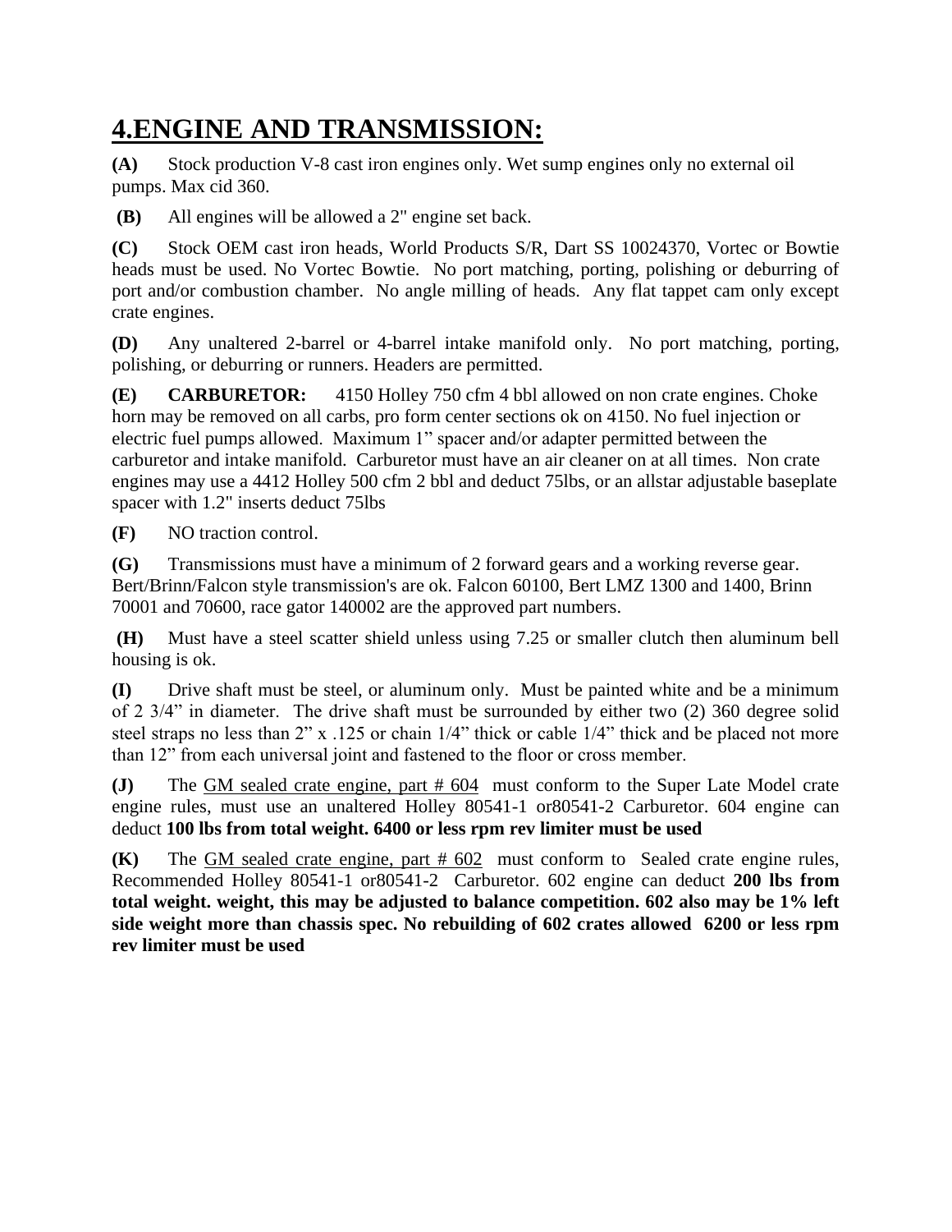## 4.ENGINE AND TRANSMISSION:

**(A)** Stock production V-8 cast iron engines only. Wet sump engines only no external oil pumps. Max cid 360.

**(B)** All engines will be allowed a 2" engine set back.

**(C)** Stock OEM cast iron heads, World Products S/R, Dart SS 10024370, Vortec or Bowtie heads must be used. No Vortec Bowtie. No port matching, porting, polishing or deburring of port and/or combustion chamber. No angle milling of heads. Any flat tappet cam only except crate engines.

**(D)** Any unaltered 2-barrel or 4-barrel intake manifold only. No port matching, porting, polishing, or deburring or runners. Headers are permitted.

**(E) CARBURETOR:** 4150 Holley 750 cfm 4 bbl allowed on non crate engines. Choke horn may be removed on all carbs, pro form center sections ok on 4150. No fuel injection or electric fuel pumps allowed. Maximum 1" spacer and/or adapter permitted between the carburetor and intake manifold. Carburetor must have an air cleaner on at all times. Non crate engines may use a 4412 Holley 500 cfm 2 bbl and deduct 75lbs, or an allstar adjustable baseplate spacer with 1.2" inserts deduct 75lbs

**(F)** NO traction control.

**(G)** Transmissions must have a minimum of 2 forward gears and a working reverse gear. Bert/Brinn/Falcon style transmission's are ok. Falcon 60100, Bert LMZ 1300 and 1400, Brinn 70001 and 70600, race gator 140002 are the approved part numbers.

**(H)** Must have a steel scatter shield unless using 7.25 or smaller clutch then aluminum bell housing is ok.

**(I)** Drive shaft must be steel, or aluminum only. Must be painted white and be a minimum of 2 3/4" in diameter. The drive shaft must be surrounded by either two (2) 360 degree solid steel straps no less than 2" x .125 or chain 1/4" thick or cable 1/4" thick and be placed not more than 12" from each universal joint and fastened to the floor or cross member.

**(J)** The GM sealed crate engine, part # 604 must conform to the Super Late Model crate engine rules, must use an unaltered Holley 80541-1 or80541-2 Carburetor. 604 engine can deduct **100 lbs from total weight. 6400 or less rpm rev limiter must be used**

**(K)** The GM sealed crate engine, part # 602 must conform to Sealed crate engine rules, Recommended Holley 80541-1 or80541-2 Carburetor. 602 engine can deduct **200 lbs from total weight. weight, this may be adjusted to balance competition. 602 also may be 1% left side weight more than chassis spec. No rebuilding of 602 crates allowed 6200 or less rpm rev limiter must be used**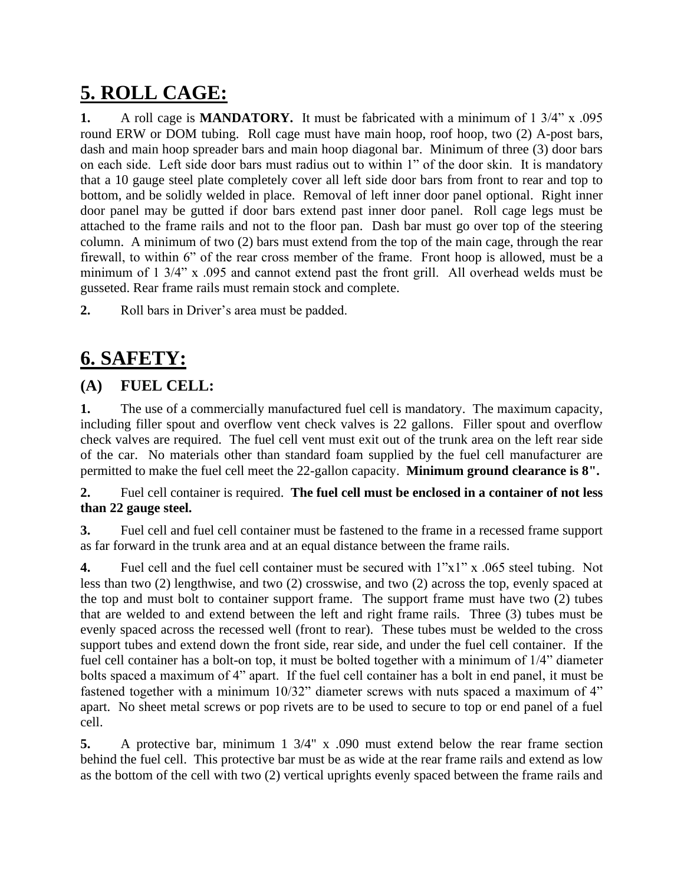# 5. ROLL CAGE:

**1.** A roll cage is **MANDATORY.** It must be fabricated with a minimum of 1 3/4" x .095 round ERW or DOM tubing. Roll cage must have main hoop, roof hoop, two (2) A-post bars, dash and main hoop spreader bars and main hoop diagonal bar. Minimum of three (3) door bars on each side. Left side door bars must radius out to within 1" of the door skin. It is mandatory that a 10 gauge steel plate completely cover all left side door bars from front to rear and top to bottom, and be solidly welded in place. Removal of left inner door panel optional. Right inner door panel may be gutted if door bars extend past inner door panel. Roll cage legs must be attached to the frame rails and not to the floor pan. Dash bar must go over top of the steering column. A minimum of two (2) bars must extend from the top of the main cage, through the rear firewall, to within 6" of the rear cross member of the frame. Front hoop is allowed, must be a minimum of 1 3/4" x .095 and cannot extend past the front grill. All overhead welds must be gusseted. Rear frame rails must remain stock and complete.

**2.** Roll bars in Driver's area must be padded.

# 6. SAFETY:

## (A) FUEL CELL:

**1.** The use of a commercially manufactured fuel cell is mandatory. The maximum capacity, including filler spout and overflow vent check valves is 22 gallons. Filler spout and overflow check valves are required. The fuel cell vent must exit out of the trunk area on the left rear side of the car. No materials other than standard foam supplied by the fuel cell manufacturer are permitted to make the fuel cell meet the 22-gallon capacity. **Minimum ground clearance is 8".**

**2.** Fuel cell container is required. **The fuel cell must be enclosed in a container of not less than 22 gauge steel.**

**3.** Fuel cell and fuel cell container must be fastened to the frame in a recessed frame support as far forward in the trunk area and at an equal distance between the frame rails.

**4.** Fuel cell and the fuel cell container must be secured with 1"x1" x .065 steel tubing. Not less than two (2) lengthwise, and two (2) crosswise, and two (2) across the top, evenly spaced at the top and must bolt to container support frame. The support frame must have two (2) tubes that are welded to and extend between the left and right frame rails. Three (3) tubes must be evenly spaced across the recessed well (front to rear). These tubes must be welded to the cross support tubes and extend down the front side, rear side, and under the fuel cell container. If the fuel cell container has a bolt-on top, it must be bolted together with a minimum of 1/4" diameter bolts spaced a maximum of 4" apart. If the fuel cell container has a bolt in end panel, it must be fastened together with a minimum 10/32" diameter screws with nuts spaced a maximum of 4" apart. No sheet metal screws or pop rivets are to be used to secure to top or end panel of a fuel cell.

**5.** A protective bar, minimum 1 3/4" x .090 must extend below the rear frame section behind the fuel cell. This protective bar must be as wide at the rear frame rails and extend as low as the bottom of the cell with two (2) vertical uprights evenly spaced between the frame rails and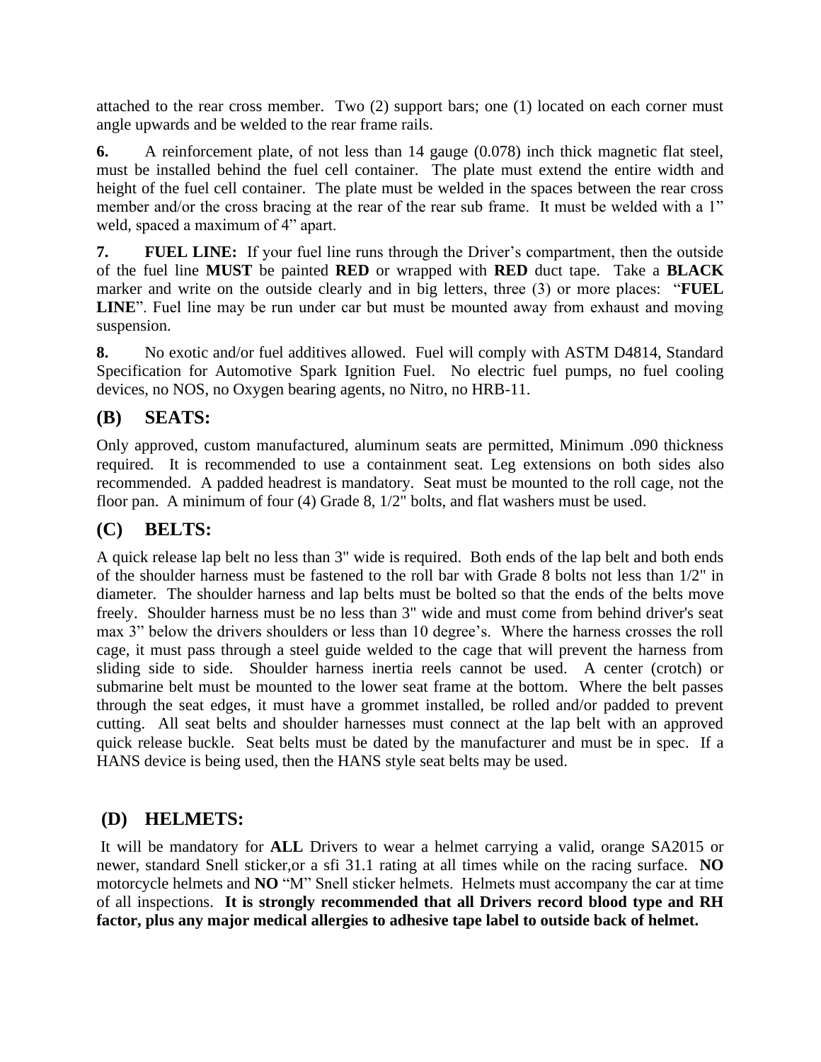attached to the rear cross member. Two (2) support bars; one (1) located on each corner must angle upwards and be welded to the rear frame rails.

**6.** A reinforcement plate, of not less than 14 gauge (0.078) inch thick magnetic flat steel, must be installed behind the fuel cell container. The plate must extend the entire width and height of the fuel cell container. The plate must be welded in the spaces between the rear cross member and/or the cross bracing at the rear of the rear sub frame. It must be welded with a 1" weld, spaced a maximum of 4" apart.

**7.** **FUEL LINE:** If your fuel line runs through the Driver's compartment, then the outside of the fuel line **MUST** be painted **RED** or wrapped with **RED** duct tape. Take a **BLACK** marker and write on the outside clearly and in big letters, three (3) or more places: "**FUEL LINE**". Fuel line may be run under car but must be mounted away from exhaust and moving suspension.

**8.** No exotic and/or fuel additives allowed. Fuel will comply with ASTM D4814, Standard Specification for Automotive Spark Ignition Fuel. No electric fuel pumps, no fuel cooling devices, no NOS, no Oxygen bearing agents, no Nitro, no HRB-11.

## (B) SEATS:

Only approved, custom manufactured, aluminum seats are permitted, Minimum .090 thickness required. It is recommended to use a containment seat. Leg extensions on both sides also recommended. A padded headrest is mandatory. Seat must be mounted to the roll cage, not the floor pan. A minimum of four (4) Grade 8, 1/2" bolts, and flat washers must be used.

## (C) BELTS:

A quick release lap belt no less than 3" wide is required. Both ends of the lap belt and both ends of the shoulder harness must be fastened to the roll bar with Grade 8 bolts not less than 1/2" in diameter. The shoulder harness and lap belts must be bolted so that the ends of the belts move freely. Shoulder harness must be no less than 3" wide and must come from behind driver's seat max 3" below the drivers shoulders or less than 10 degree's. Where the harness crosses the roll cage, it must pass through a steel guide welded to the cage that will prevent the harness from sliding side to side. Shoulder harness inertia reels cannot be used. A center (crotch) or submarine belt must be mounted to the lower seat frame at the bottom. Where the belt passes through the seat edges, it must have a grommet installed, be rolled and/or padded to prevent cutting. All seat belts and shoulder harnesses must connect at the lap belt with an approved quick release buckle. Seat belts must be dated by the manufacturer and must be in spec. If a HANS device is being used, then the HANS style seat belts may be used.

## (D) HELMETS:

It will be mandatory for **ALL** Drivers to wear a helmet carrying a valid, orange SA2015 or newer, standard Snell sticker,or a sfi 31.1 rating at all times while on the racing surface. **NO** motorcycle helmets and **NO** "M" Snell sticker helmets. Helmets must accompany the car at time of all inspections. **It is strongly recommended that all Drivers record blood type and RH factor, plus any major medical allergies to adhesive tape label to outside back of helmet.**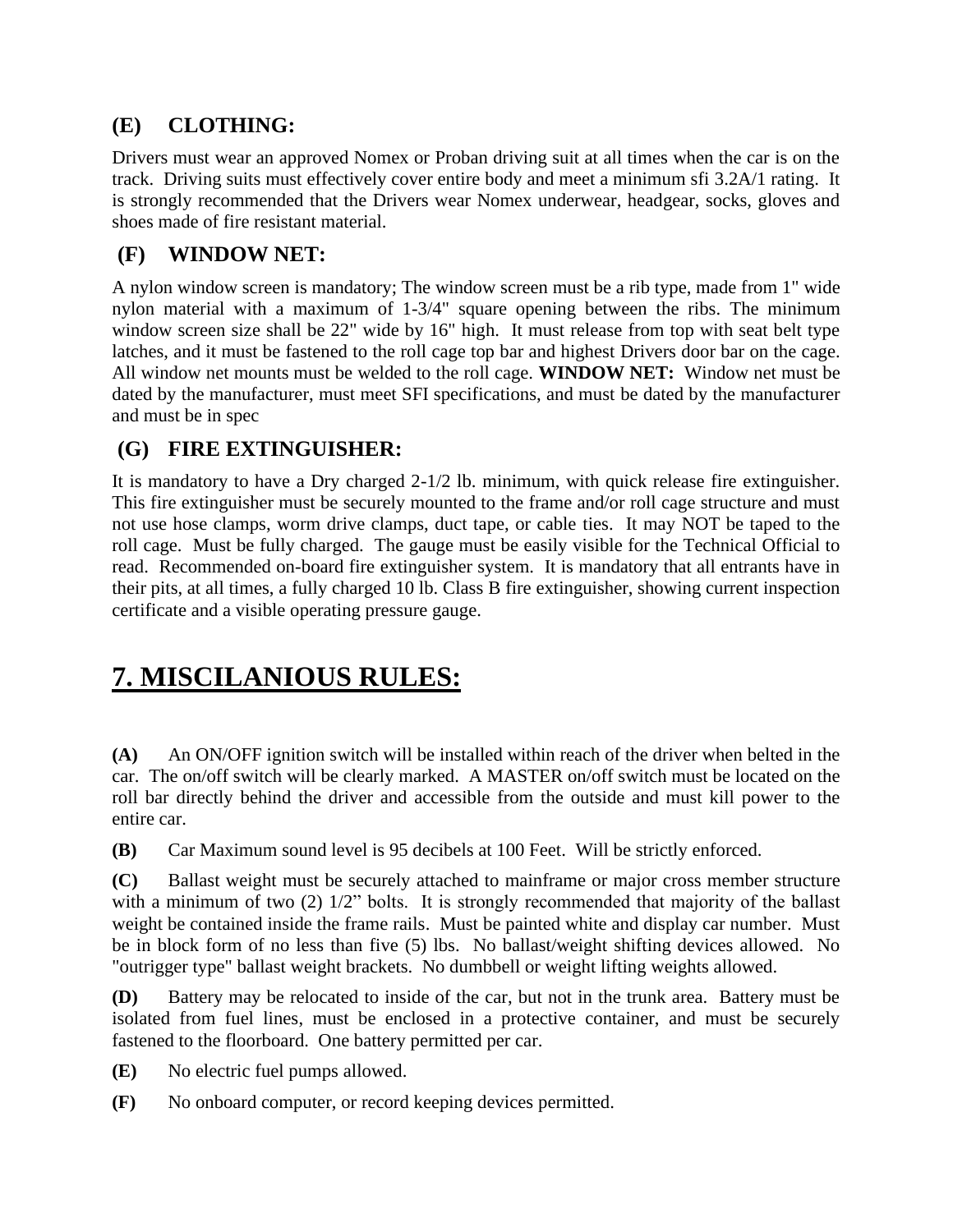### (E) CLOTHING:

Drivers must wear an approved Nomex or Proban driving suit at all times when the car is on the track. Driving suits must effectively cover entire body and meet a minimum sfi 3.2A/1 rating. It is strongly recommended that the Drivers wear Nomex underwear, headgear, socks, gloves and shoes made of fire resistant material.

### (F) WINDOW NET:

A nylon window screen is mandatory; The window screen must be a rib type, made from 1" wide nylon material with a maximum of 1-3/4" square opening between the ribs. The minimum window screen size shall be 22" wide by 16" high. It must release from top with seat belt type latches, and it must be fastened to the roll cage top bar and highest Drivers door bar on the cage. All window net mounts must be welded to the roll cage. **WINDOW NET:** Window net must be dated by the manufacturer, must meet SFI specifications, and must be dated by the manufacturer and must be in spec

### (G) FIRE EXTINGUISHER:

It is mandatory to have a Dry charged 2-1/2 lb. minimum, with quick release fire extinguisher. This fire extinguisher must be securely mounted to the frame and/or roll cage structure and must not use hose clamps, worm drive clamps, duct tape, or cable ties. It may NOT be taped to the roll cage. Must be fully charged. The gauge must be easily visible for the Technical Official to read. Recommended on-board fire extinguisher system. It is mandatory that all entrants have in their pits, at all times, a fully charged 10 lb. Class B fire extinguisher, showing current inspection certificate and a visible operating pressure gauge.

## 7. MISCILANIOUS RULES:

**(A)** An ON/OFF ignition switch will be installed within reach of the driver when belted in the car. The on/off switch will be clearly marked. A MASTER on/off switch must be located on the roll bar directly behind the driver and accessible from the outside and must kill power to the entire car.

**(B)** Car Maximum sound level is 95 decibels at 100 Feet. Will be strictly enforced.

**(C)** Ballast weight must be securely attached to mainframe or major cross member structure with a minimum of two (2) 1/2" bolts. It is strongly recommended that majority of the ballast weight be contained inside the frame rails. Must be painted white and display car number. Must be in block form of no less than five (5) lbs. No ballast/weight shifting devices allowed. No "outrigger type" ballast weight brackets. No dumbbell or weight lifting weights allowed.

**(D)** Battery may be relocated to inside of the car, but not in the trunk area. Battery must be isolated from fuel lines, must be enclosed in a protective container, and must be securely fastened to the floorboard. One battery permitted per car.

**(E)** No electric fuel pumps allowed.

**(F)** No onboard computer, or record keeping devices permitted.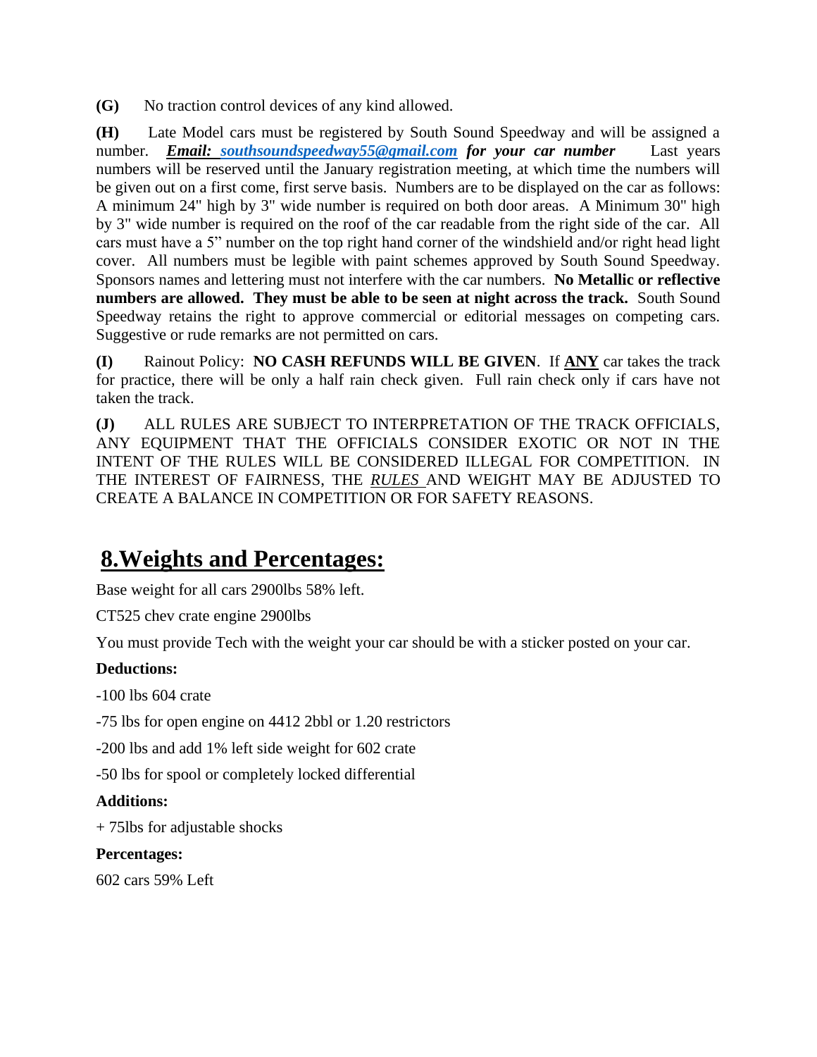**(G)** No traction control devices of any kind allowed.

**(H)** Late Model cars must be registered by South Sound Speedway and will be assigned a number. ***Email: southsoundspeedway55@gmail.com for your car number*** Last years numbers will be reserved until the January registration meeting, at which time the numbers will be given out on a first come, first serve basis. Numbers are to be displayed on the car as follows: A minimum 24" high by 3" wide number is required on both door areas. A Minimum 30" high by 3" wide number is required on the roof of the car readable from the right side of the car. All cars must have a 5" number on the top right hand corner of the windshield and/or right head light cover. All numbers must be legible with paint schemes approved by South Sound Speedway. Sponsors names and lettering must not interfere with the car numbers. **No Metallic or reflective numbers are allowed. They must be able to be seen at night across the track.** South Sound Speedway retains the right to approve commercial or editorial messages on competing cars. Suggestive or rude remarks are not permitted on cars.

**(I)** Rainout Policy: **NO CASH REFUNDS WILL BE GIVEN**. If **ANY** car takes the track for practice, there will be only a half rain check given. Full rain check only if cars have not taken the track.

**(J)** ALL RULES ARE SUBJECT TO INTERPRETATION OF THE TRACK OFFICIALS, ANY EQUIPMENT THAT THE OFFICIALS CONSIDER EXOTIC OR NOT IN THE INTENT OF THE RULES WILL BE CONSIDERED ILLEGAL FOR COMPETITION. IN THE INTEREST OF FAIRNESS, THE *RULES* AND WEIGHT MAY BE ADJUSTED TO CREATE A BALANCE IN COMPETITION OR FOR SAFETY REASONS.

## 8.Weights and Percentages:

Base weight for all cars 2900lbs 58% left.

CT525 chev crate engine 2900lbs

You must provide Tech with the weight your car should be with a sticker posted on your car.

**Deductions:**

-100 lbs 604 crate

-75 lbs for open engine on 4412 2bbl or 1.20 restrictors

-200 lbs and add 1% left side weight for 602 crate

-50 lbs for spool or completely locked differential

**Additions:**

+ 75lbs for adjustable shocks

**Percentages:**

602 cars 59% Left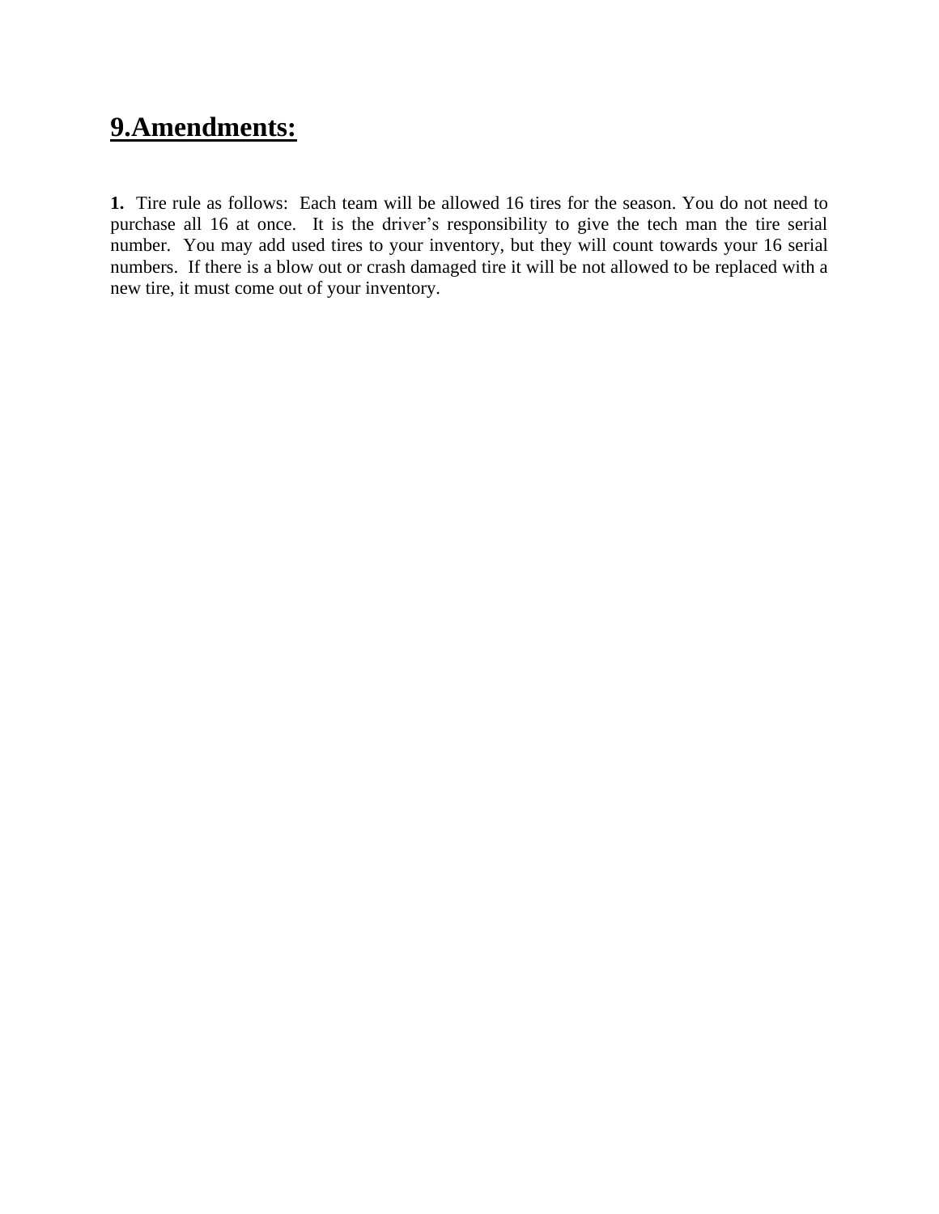# 9.Amendments:

**1.** Tire rule as follows: Each team will be allowed 16 tires for the season. You do not need to purchase all 16 at once. It is the driver's responsibility to give the tech man the tire serial number. You may add used tires to your inventory, but they will count towards your 16 serial numbers. If there is a blow out or crash damaged tire it will be not allowed to be replaced with a new tire, it must come out of your inventory.